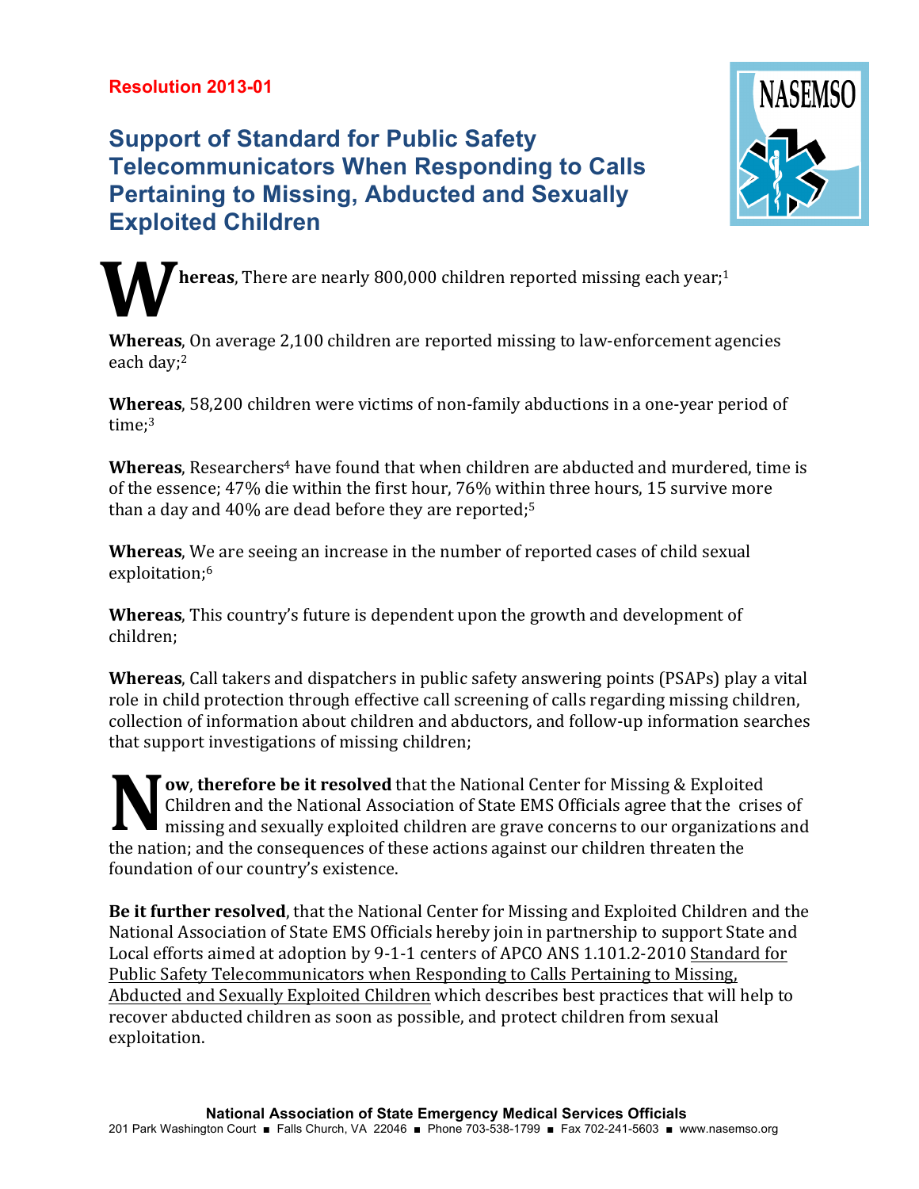**Resolution 2013-01**

# Support of Standard for Public Safety Telecommunicators When Responding to Calls Pertaining to Missing, Abducted and Sexually Exploited Children

**Whereas**, There are nearly 800,000 children reported missing each year;[1]

**Whereas**, On average 2,100 children are reported missing to law-enforcement agencies each day;[2]

**Whereas**, 58,200 children were victims of non-family abductions in a one-year period of time;[3]

**Whereas**, Researchers[4] have found that when children are abducted and murdered, time is of the essence; 47% die within the first hour, 76% within three hours, 15 survive more than a day and 40% are dead before they are reported;[5]

**Whereas**, We are seeing an increase in the number of reported cases of child sexual exploitation;[6]

**Whereas**, This country's future is dependent upon the growth and development of children;

**Whereas**, Call takers and dispatchers in public safety answering points (PSAPs) play a vital role in child protection through effective call screening of calls regarding missing children, collection of information about children and abductors, and follow-up information searches that support investigations of missing children;

**Now, therefore be it resolved** that the National Center for Missing & Exploited Children and the National Association of State EMS Officials agree that the crises of missing and sexually exploited children are grave concerns to our organizations and the nation; and the consequences of these actions against our children threaten the foundation of our country's existence.

**Be it further resolved**, that the National Center for Missing and Exploited Children and the National Association of State EMS Officials hereby join in partnership to support State and Local efforts aimed at adoption by 9-1-1 centers of APCO ANS 1.101.2-2010 Standard for Public Safety Telecommunicators when Responding to Calls Pertaining to Missing, Abducted and Sexually Exploited Children which describes best practices that will help to recover abducted children as soon as possible, and protect children from sexual exploitation.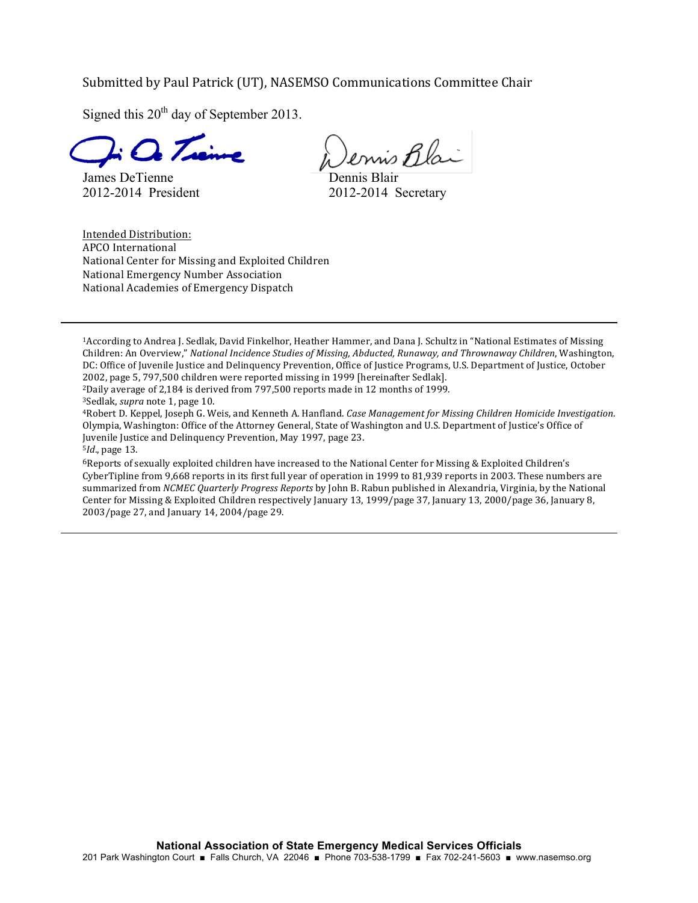Submitted by Paul Patrick (UT), NASEMSO Communications Committee Chair

Signed this 20th day of September 2013.

James DeTienne
2012-2014 President

Dennis Blair
2012-2014 Secretary

Intended Distribution:
APCO International
National Center for Missing and Exploited Children
National Emergency Number Association
National Academies of Emergency Dispatch

---

[1]According to Andrea J. Sedlak, David Finkelhor, Heather Hammer, and Dana J. Schultz in "National Estimates of Missing Children: An Overview," *National Incidence Studies of Missing, Abducted, Runaway, and Thrownaway Children*, Washington, DC: Office of Juvenile Justice and Delinquency Prevention, Office of Justice Programs, U.S. Department of Justice, October 2002, page 5, 797,500 children were reported missing in 1999 [hereinafter Sedlak].
[2]Daily average of 2,184 is derived from 797,500 reports made in 12 months of 1999.
[3]Sedlak, *supra* note 1, page 10.
[4]Robert D. Keppel, Joseph G. Weis, and Kenneth A. Hanfland. *Case Management for Missing Children Homicide Investigation*. Olympia, Washington: Office of the Attorney General, State of Washington and U.S. Department of Justice's Office of Juvenile Justice and Delinquency Prevention, May 1997, page 23.
[5]*Id*., page 13.
[6]Reports of sexually exploited children have increased to the National Center for Missing & Exploited Children's CyberTipline from 9,668 reports in its first full year of operation in 1999 to 81,939 reports in 2003. These numbers are summarized from *NCMEC Quarterly Progress Reports* by John B. Rabun published in Alexandria, Virginia, by the National Center for Missing & Exploited Children respectively January 13, 1999/page 37, January 13, 2000/page 36, January 8, 2003/page 27, and January 14, 2004/page 29.